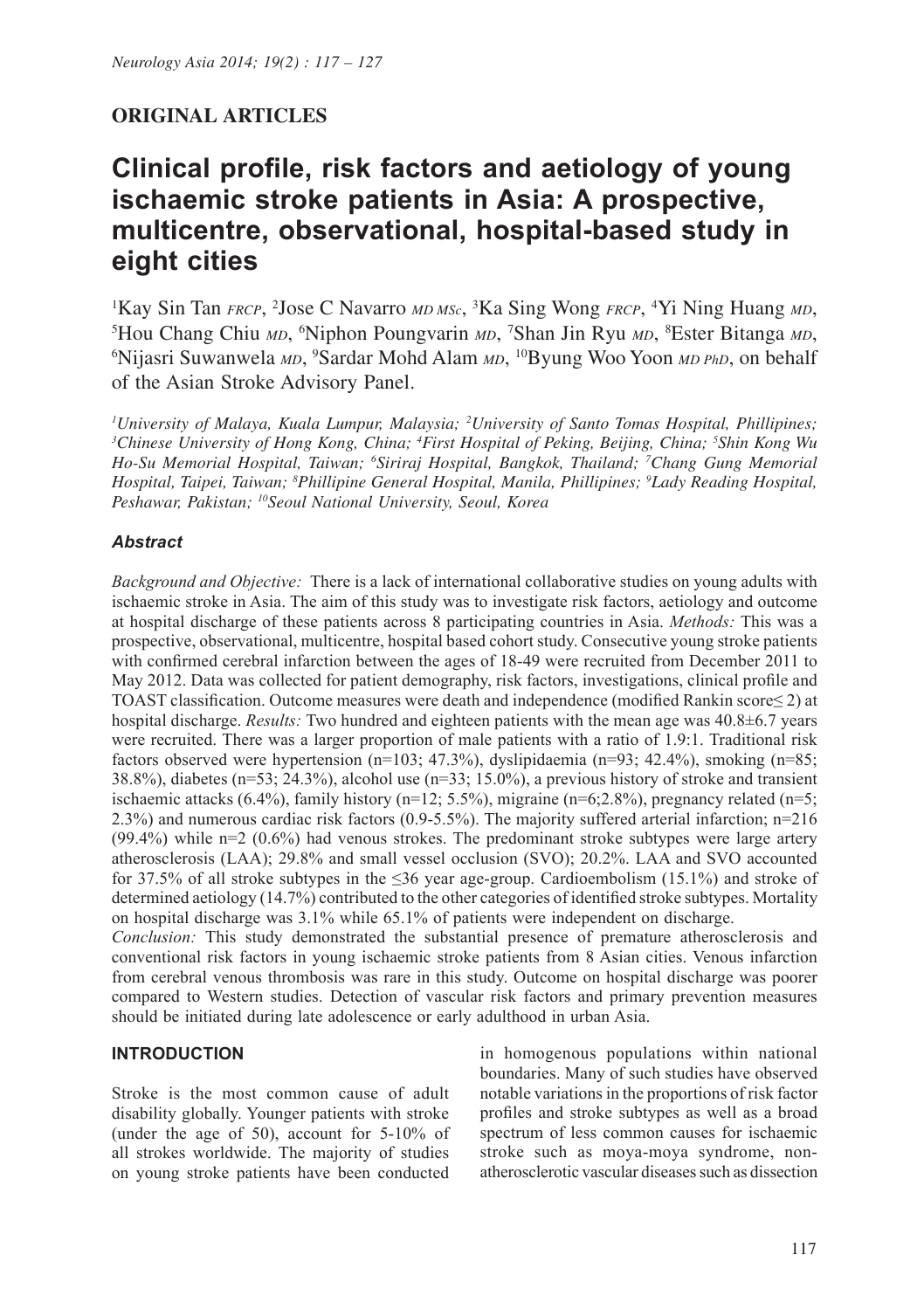**ORIGINAL ARTICLES**

# Clinical profile, risk factors and aetiology of young ischaemic stroke patients in Asia: A prospective, multicentre, observational, hospital-based study in eight cities

[1]Kay Sin Tan *FRCP*, [2]Jose C Navarro *MD MSc*, [3]Ka Sing Wong *FRCP*, [4]Yi Ning Huang *MD*, [5]Hou Chang Chiu *MD*, [6]Niphon Poungvarin *MD*, [7]Shan Jin Ryu *MD*, [8]Ester Bitanga *MD*, [6]Nijasri Suwanwela *MD*, [9]Sardar Mohd Alam *MD*, [10]Byung Woo Yoon *MD PhD*, on behalf of the Asian Stroke Advisory Panel.

*[1]University of Malaya, Kuala Lumpur, Malaysia; [2]University of Santo Tomas Hospital, Phillipines; [3]Chinese University of Hong Kong, China; [4]First Hospital of Peking, Beijing, China; [5]Shin Kong Wu Ho-Su Memorial Hospital, Taiwan; [6]Siriraj Hospital, Bangkok, Thailand; [7]Chang Gung Memorial Hospital, Taipei, Taiwan; [8]Phillipine General Hospital, Manila, Phillipines; [9]Lady Reading Hospital, Peshawar, Pakistan; [10]Seoul National University, Seoul, Korea*

### *Abstract*

*Background and Objective:* There is a lack of international collaborative studies on young adults with ischaemic stroke in Asia. The aim of this study was to investigate risk factors, aetiology and outcome at hospital discharge of these patients across 8 participating countries in Asia. *Methods:* This was a prospective, observational, multicentre, hospital based cohort study. Consecutive young stroke patients with confirmed cerebral infarction between the ages of 18-49 were recruited from December 2011 to May 2012. Data was collected for patient demography, risk factors, investigations, clinical profile and TOAST classification. Outcome measures were death and independence (modified Rankin score≤ 2) at hospital discharge. *Results:* Two hundred and eighteen patients with the mean age was 40.8±6.7 years were recruited. There was a larger proportion of male patients with a ratio of 1.9:1. Traditional risk factors observed were hypertension (n=103; 47.3%), dyslipidaemia (n=93; 42.4%), smoking (n=85; 38.8%), diabetes (n=53; 24.3%), alcohol use (n=33; 15.0%), a previous history of stroke and transient ischaemic attacks (6.4%), family history (n=12; 5.5%), migraine (n=6;2.8%), pregnancy related (n=5; 2.3%) and numerous cardiac risk factors (0.9-5.5%). The majority suffered arterial infarction; n=216 (99.4%) while n=2 (0.6%) had venous strokes. The predominant stroke subtypes were large artery atherosclerosis (LAA); 29.8% and small vessel occlusion (SVO); 20.2%. LAA and SVO accounted for 37.5% of all stroke subtypes in the ≤36 year age-group. Cardioembolism (15.1%) and stroke of determined aetiology (14.7%) contributed to the other categories of identified stroke subtypes. Mortality on hospital discharge was 3.1% while 65.1% of patients were independent on discharge.
*Conclusion:* This study demonstrated the substantial presence of premature atherosclerosis and conventional risk factors in young ischaemic stroke patients from 8 Asian cities. Venous infarction from cerebral venous thrombosis was rare in this study. Outcome on hospital discharge was poorer compared to Western studies. Detection of vascular risk factors and primary prevention measures should be initiated during late adolescence or early adulthood in urban Asia.

## INTRODUCTION

Stroke is the most common cause of adult disability globally. Younger patients with stroke (under the age of 50), account for 5-10% of all strokes worldwide. The majority of studies on young stroke patients have been conducted in homogenous populations within national boundaries. Many of such studies have observed notable variations in the proportions of risk factor profiles and stroke subtypes as well as a broad spectrum of less common causes for ischaemic stroke such as moya-moya syndrome, non-atherosclerotic vascular diseases such as dissection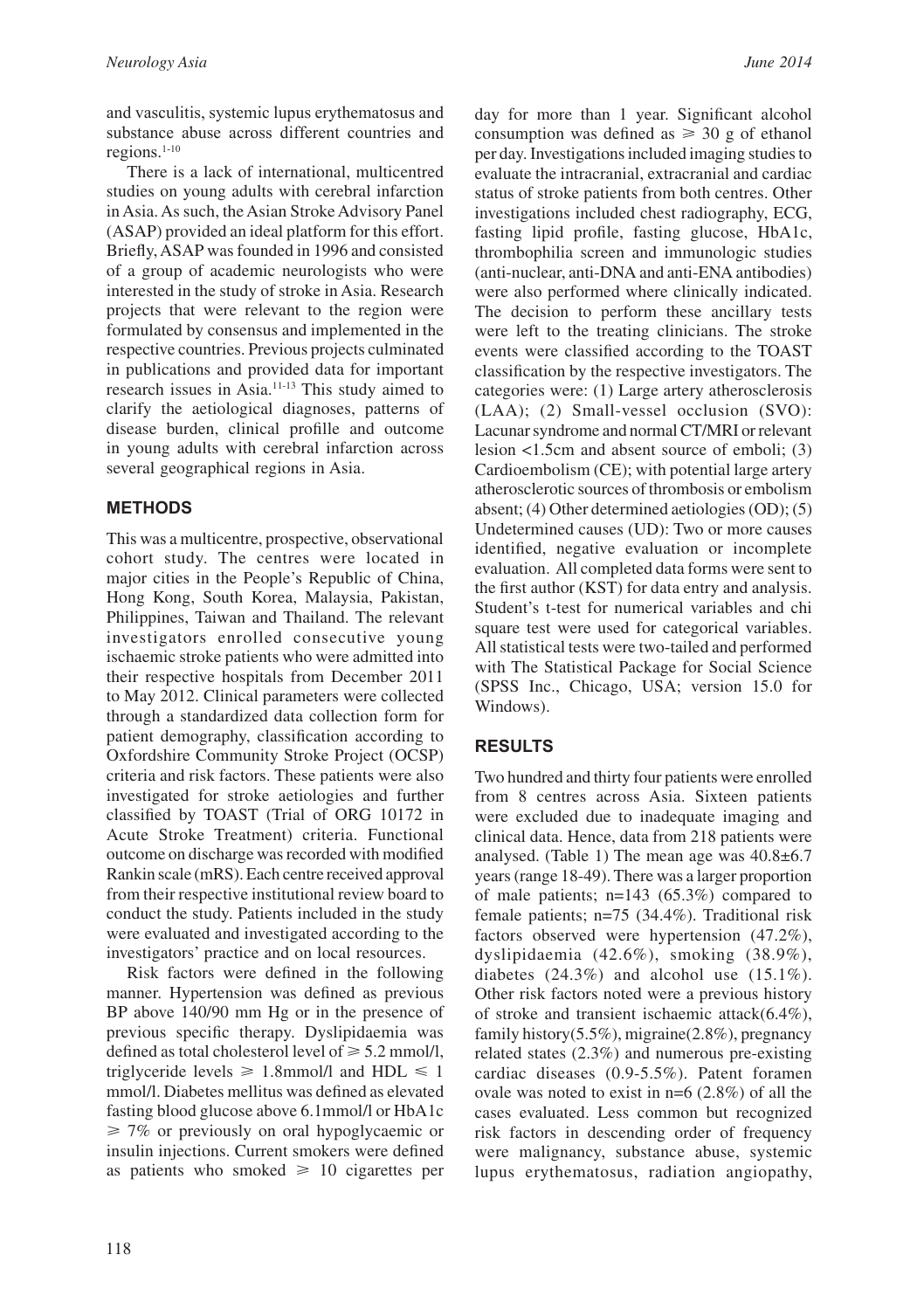and vasculitis, systemic lupus erythematosus and substance abuse across different countries and regions.[1-10]

There is a lack of international, multicentred studies on young adults with cerebral infarction in Asia. As such, the Asian Stroke Advisory Panel (ASAP) provided an ideal platform for this effort. Briefly, ASAP was founded in 1996 and consisted of a group of academic neurologists who were interested in the study of stroke in Asia. Research projects that were relevant to the region were formulated by consensus and implemented in the respective countries. Previous projects culminated in publications and provided data for important research issues in Asia.[11-13] This study aimed to clarify the aetiological diagnoses, patterns of disease burden, clinical profille and outcome in young adults with cerebral infarction across several geographical regions in Asia.

## METHODS

This was a multicentre, prospective, observational cohort study. The centres were located in major cities in the People's Republic of China, Hong Kong, South Korea, Malaysia, Pakistan, Philippines, Taiwan and Thailand. The relevant investigators enrolled consecutive young ischaemic stroke patients who were admitted into their respective hospitals from December 2011 to May 2012. Clinical parameters were collected through a standardized data collection form for patient demography, classification according to Oxfordshire Community Stroke Project (OCSP) criteria and risk factors. These patients were also investigated for stroke aetiologies and further classified by TOAST (Trial of ORG 10172 in Acute Stroke Treatment) criteria. Functional outcome on discharge was recorded with modified Rankin scale (mRS). Each centre received approval from their respective institutional review board to conduct the study. Patients included in the study were evaluated and investigated according to the investigators' practice and on local resources.

Risk factors were defined in the following manner. Hypertension was defined as previous BP above 140/90 mm Hg or in the presence of previous specific therapy. Dyslipidaemia was defined as total cholesterol level of $\geqslant$ 5.2 mmol/l, triglyceride levels $\geqslant$ 1.8mmol/l and HDL $\leqslant$ 1 mmol/l. Diabetes mellitus was defined as elevated fasting blood glucose above 6.1mmol/l or HbA1c $\geqslant$ 7% or previously on oral hypoglycaemic or insulin injections. Current smokers were defined as patients who smoked $\geqslant$ 10 cigarettes per day for more than 1 year. Significant alcohol consumption was defined as $\geqslant$ 30 g of ethanol per day. Investigations included imaging studies to evaluate the intracranial, extracranial and cardiac status of stroke patients from both centres. Other investigations included chest radiography, ECG, fasting lipid profile, fasting glucose, HbA1c, thrombophilia screen and immunologic studies (anti-nuclear, anti-DNA and anti-ENA antibodies) were also performed where clinically indicated. The decision to perform these ancillary tests were left to the treating clinicians. The stroke events were classified according to the TOAST classification by the respective investigators. The categories were: (1) Large artery atherosclerosis (LAA); (2) Small-vessel occlusion (SVO): Lacunar syndrome and normal CT/MRI or relevant lesion <1.5cm and absent source of emboli; (3) Cardioembolism (CE); with potential large artery atherosclerotic sources of thrombosis or embolism absent; (4) Other determined aetiologies (OD); (5) Undetermined causes (UD): Two or more causes identified, negative evaluation or incomplete evaluation. All completed data forms were sent to the first author (KST) for data entry and analysis. Student's t-test for numerical variables and chi square test were used for categorical variables. All statistical tests were two-tailed and performed with The Statistical Package for Social Science (SPSS Inc., Chicago, USA; version 15.0 for Windows).

## RESULTS

Two hundred and thirty four patients were enrolled from 8 centres across Asia. Sixteen patients were excluded due to inadequate imaging and clinical data. Hence, data from 218 patients were analysed. (Table 1) The mean age was 40.8±6.7 years (range 18-49). There was a larger proportion of male patients; n=143 (65.3%) compared to female patients; n=75 (34.4%). Traditional risk factors observed were hypertension (47.2%), dyslipidaemia (42.6%), smoking (38.9%), diabetes (24.3%) and alcohol use (15.1%). Other risk factors noted were a previous history of stroke and transient ischaemic attack(6.4%), family history(5.5%), migraine(2.8%), pregnancy related states (2.3%) and numerous pre-existing cardiac diseases (0.9-5.5%). Patent foramen ovale was noted to exist in n=6 (2.8%) of all the cases evaluated. Less common but recognized risk factors in descending order of frequency were malignancy, substance abuse, systemic lupus erythematosus, radiation angiopathy,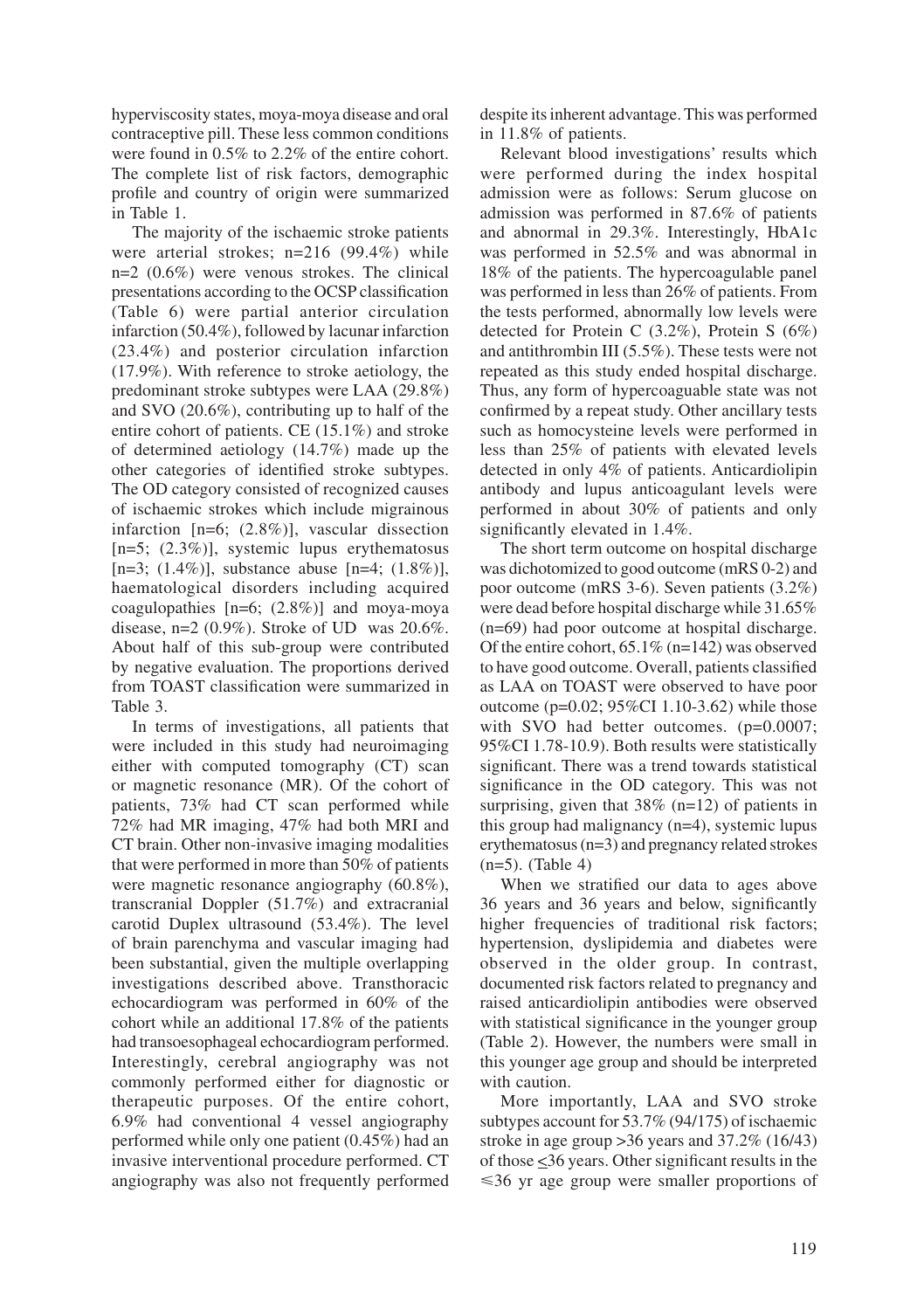hyperviscosity states, moya-moya disease and oral contraceptive pill. These less common conditions were found in 0.5% to 2.2% of the entire cohort. The complete list of risk factors, demographic profile and country of origin were summarized in Table 1.

The majority of the ischaemic stroke patients were arterial strokes; n=216 (99.4%) while n=2 (0.6%) were venous strokes. The clinical presentations according to the OCSP classification (Table 6) were partial anterior circulation infarction (50.4%), followed by lacunar infarction (23.4%) and posterior circulation infarction (17.9%). With reference to stroke aetiology, the predominant stroke subtypes were LAA (29.8%) and SVO (20.6%), contributing up to half of the entire cohort of patients. CE (15.1%) and stroke of determined aetiology (14.7%) made up the other categories of identified stroke subtypes. The OD category consisted of recognized causes of ischaemic strokes which include migrainous infarction [n=6; (2.8%)], vascular dissection [n=5; (2.3%)], systemic lupus erythematosus [n=3; (1.4%)], substance abuse [n=4; (1.8%)], haematological disorders including acquired coagulopathies [n=6; (2.8%)] and moya-moya disease, n=2 (0.9%). Stroke of UD was 20.6%. About half of this sub-group were contributed by negative evaluation. The proportions derived from TOAST classification were summarized in Table 3.

In terms of investigations, all patients that were included in this study had neuroimaging either with computed tomography (CT) scan or magnetic resonance (MR). Of the cohort of patients, 73% had CT scan performed while 72% had MR imaging, 47% had both MRI and CT brain. Other non-invasive imaging modalities that were performed in more than 50% of patients were magnetic resonance angiography (60.8%), transcranial Doppler (51.7%) and extracranial carotid Duplex ultrasound (53.4%). The level of brain parenchyma and vascular imaging had been substantial, given the multiple overlapping investigations described above. Transthoracic echocardiogram was performed in 60% of the cohort while an additional 17.8% of the patients had transoesophageal echocardiogram performed. Interestingly, cerebral angiography was not commonly performed either for diagnostic or therapeutic purposes. Of the entire cohort, 6.9% had conventional 4 vessel angiography performed while only one patient (0.45%) had an invasive interventional procedure performed. CT angiography was also not frequently performed despite its inherent advantage. This was performed in 11.8% of patients.

Relevant blood investigations' results which were performed during the index hospital admission were as follows: Serum glucose on admission was performed in 87.6% of patients and abnormal in 29.3%. Interestingly, HbA1c was performed in 52.5% and was abnormal in 18% of the patients. The hypercoagulable panel was performed in less than 26% of patients. From the tests performed, abnormally low levels were detected for Protein C (3.2%), Protein S (6%) and antithrombin III (5.5%). These tests were not repeated as this study ended hospital discharge. Thus, any form of hypercoaguable state was not confirmed by a repeat study. Other ancillary tests such as homocysteine levels were performed in less than 25% of patients with elevated levels detected in only 4% of patients. Anticardiolipin antibody and lupus anticoagulant levels were performed in about 30% of patients and only significantly elevated in 1.4%.

The short term outcome on hospital discharge was dichotomized to good outcome (mRS 0-2) and poor outcome (mRS 3-6). Seven patients (3.2%) were dead before hospital discharge while 31.65% (n=69) had poor outcome at hospital discharge. Of the entire cohort, 65.1% (n=142) was observed to have good outcome. Overall, patients classified as LAA on TOAST were observed to have poor outcome (p=0.02; 95%CI 1.10-3.62) while those with SVO had better outcomes. (p=0.0007; 95%CI 1.78-10.9). Both results were statistically significant. There was a trend towards statistical significance in the OD category. This was not surprising, given that 38% (n=12) of patients in this group had malignancy (n=4), systemic lupus erythematosus (n=3) and pregnancy related strokes (n=5). (Table 4)

When we stratified our data to ages above 36 years and 36 years and below, significantly higher frequencies of traditional risk factors; hypertension, dyslipidemia and diabetes were observed in the older group. In contrast, documented risk factors related to pregnancy and raised anticardiolipin antibodies were observed with statistical significance in the younger group (Table 2). However, the numbers were small in this younger age group and should be interpreted with caution.

More importantly, LAA and SVO stroke subtypes account for 53.7% (94/175) of ischaemic stroke in age group >36 years and 37.2% (16/43) of those ≤36 years. Other significant results in the ≤36 yr age group were smaller proportions of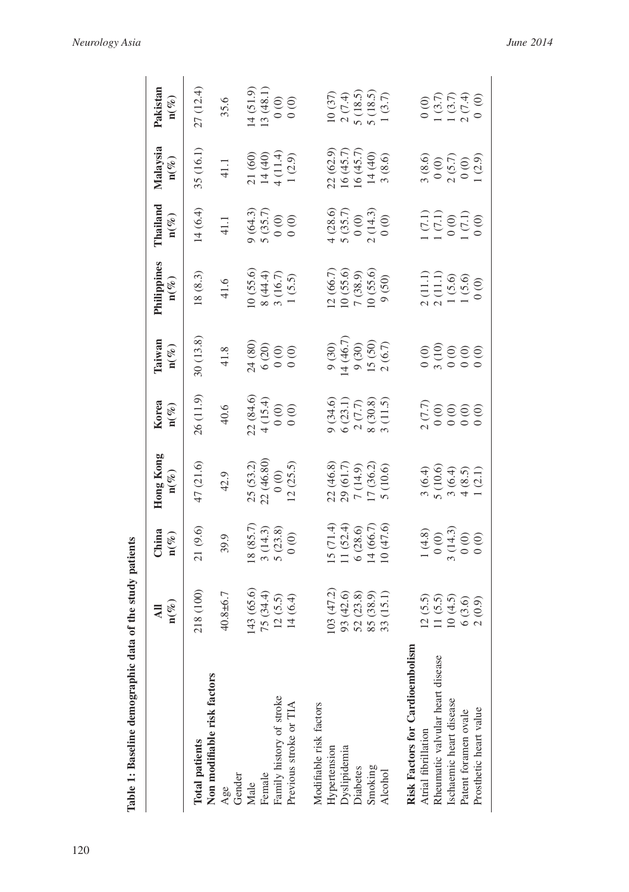**Table 1: Baseline demographic data of the study patients**

| | All n(%) | China n(%) | Hong Kong n(%) | Korea n(%) | Taiwan n(%) | Philippines n(%) | Thailand n(%) | Malaysia n(%) | Pakistan n(%) |
|---|---|---|---|---|---|---|---|---|---|
| **Total patients** | 218 (100) | 21 (9.6) | 47 (21.6) | 26 (11.9) | 30 (13.8) | 18 (8.3) | 14 (6.4) | 35 (16.1) | 27 (12.4) |
| **Non modifiable risk factors** | | | | | | | | | |
| Age | 40.8±6.7 | 39.9 | 42.9 | 40.6 | 41.8 | 41.6 | 41.1 | 41.1 | 35.6 |
| Gender | | | | | | | | | |
| Male | 143 (65.6) | 18 (85.7) | 25 (53.2) | 22 (84.6) | 24 (80) | 10 (55.6) | 9 (64.3) | 21 (60) | 14 (51.9) |
| Female | 75 (34.4) | 3 (14.3) | 22 (46.80) | 4 (15.4) | 6 (20) | 8 (44.4) | 5 (35.7) | 14 (40) | 13 (48.1) |
| Family history of stroke | 12 (5.5) | 5 (23.8) | 0 (0) | 0 (0) | 0 (0) | 3 (16.7) | 0 (0) | 4 (11.4) | 0 (0) |
| Previous stroke or TIA | 14 (6.4) | 0 (0) | 12 (25.5) | 0 (0) | 0 (0) | 1 (5.5) | 0 (0) | 1 (2.9) | 0 (0) |
| Modifiable risk factors | | | | | | | | | |
| Hypertension | 103 (47.2) | 15 (71.4) | 22 (46.8) | 9 (34.6) | 9 (30) | 12 (66.7) | 4 (28.6) | 22 (62.9) | 10 (37) |
| Dyslipidemia | 93 (42.6) | 11 (52.4) | 29 (61.7) | 6 (23.1) | 14 (46.7) | 10 (55.6) | 5 (35.7) | 16 (45.7) | 2 (7.4) |
| Diabetes | 52 (23.8) | 6 (28.6) | 7 (14.9) | 2 (7.7) | 9 (30) | 7 (38.9) | 0 (0) | 16 (45.7) | 5 (18.5) |
| Smoking | 85 (38.9) | 14 (66.7) | 17 (36.2) | 8 (30.8) | 15 (50) | 10 (55.6) | 2 (14.3) | 14 (40) | 5 (18.5) |
| Alcohol | 33 (15.1) | 10 (47.6) | 5 (10.6) | 3 (11.5) | 2 (6.7) | 9 (50) | 0 (0) | 3 (8.6) | 1 (3.7) |
| **Risk Factors for Cardioembolism** | | | | | | | | | |
| Atrial fibrillation | 12 (5.5) | 1 (4.8) | 3 (6.4) | 2 (7.7) | 0 (0) | 2 (11.1) | 1 (7.1) | 3 (8.6) | 0 (0) |
| Rheumatic valvular heart disease | 11 (5.5) | 0 (0) | 5 (10.6) | 0 (0) | 3 (10) | 2 (11.1) | 1 (7.1) | 0 (0) | 1 (3.7) |
| Ischaemic heart disease | 10 (4.5) | 3 (14.3) | 3 (6.4) | 0 (0) | 0 (0) | 1 (5.6) | 0 (0) | 2 (5.7) | 1 (3.7) |
| Patent foramen ovale | 6 (3.6) | 0 (0) | 4 (8.5) | 0 (0) | 0 (0) | 1 (5.6) | 1 (7.1) | 0 (0) | 2 (7.4) |
| Prosthetic heart value | 2 (0.9) | 0 (0) | 1 (2.1) | 0 (0) | 0 (0) | 0 (0) | 0 (0) | 1 (2.9) | 0 (0) |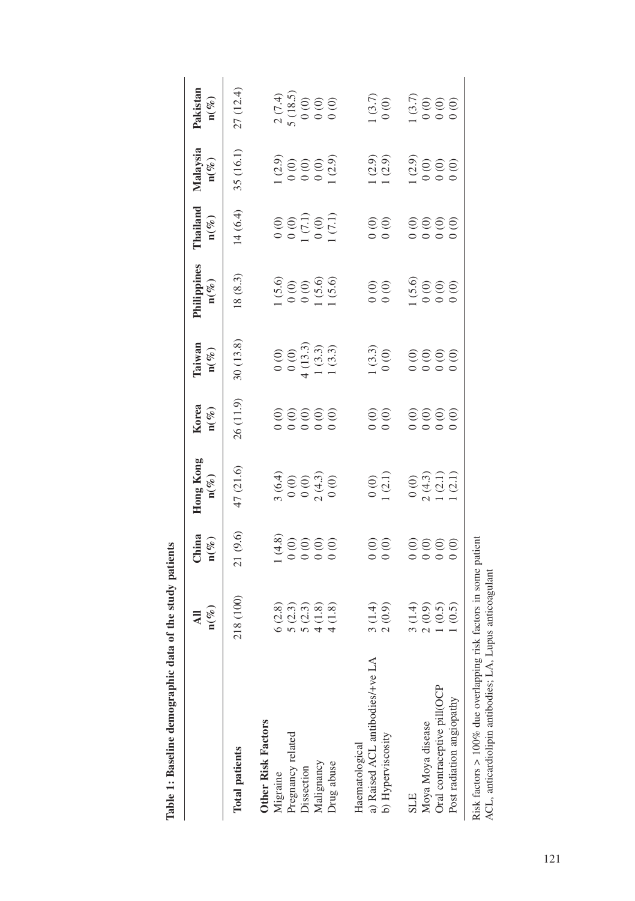**Table 1: Baseline demographic data of the study patients**

| | All n(%) | China n(%) | Hong Kong n(%) | Korea n(%) | Taiwan n(%) | Philippines n(%) | Thailand n(%) | Malaysia n(%) | Pakistan n(%) |
|---|---|---|---|---|---|---|---|---|---|
| **Total patients** | 218 (100) | 21 (9.6) | 47 (21.6) | 26 (11.9) | 30 (13.8) | 18 (8.3) | 14 (6.4) | 35 (16.1) | 27 (12.4) |
| **Other Risk Factors** | | | | | | | | | |
| Migraine | 6 (2.8) | 1 (4.8) | 3 (6.4) | 0 (0) | 0 (0) | 1 (5.6) | 0 (0) | 1 (2.9) | 2 (7.4) |
| Pregnancy related | 5 (2.3) | 0 (0) | 0 (0) | 0 (0) | 0 (0) | 0 (0) | 0 (0) | 0 (0) | 5 (18.5) |
| Dissection | 5 (2.3) | 0 (0) | 0 (0) | 0 (0) | 4 (13.3) | 0 (0) | 1 (7.1) | 0 (0) | 0 (0) |
| Malignancy | 4 (1.8) | 0 (0) | 2 (4.3) | 0 (0) | 1 (3.3) | 1 (5.6) | 0 (0) | 0 (0) | 0 (0) |
| Drug abuse | 4 (1.8) | 0 (0) | 0 (0) | 0 (0) | 1 (3.3) | 1 (5.6) | 1 (7.1) | 1 (2.9) | 0 (0) |
| Haematological | | | | | | | | | |
| a) Raised ACL antibodies/+ve LA | 3 (1.4) | 0 (0) | 0 (0) | 0 (0) | 1 (3.3) | 0 (0) | 0 (0) | 1 (2.9) | 1 (3.7) |
| b) Hyperviscosity | 2 (0.9) | 0 (0) | 1 (2.1) | 0 (0) | 0 (0) | 0 (0) | 0 (0) | 1 (2.9) | 0 (0) |
| SLE | 3 (1.4) | 0 (0) | 0 (0) | 0 (0) | 0 (0) | 1 (5.6) | 0 (0) | 1 (2.9) | 1 (3.7) |
| Moya Moya disease | 2 (0.9) | 0 (0) | 2 (4.3) | 0 (0) | 0 (0) | 0 (0) | 0 (0) | 0 (0) | 0 (0) |
| Oral contraceptive pill(OCP | 1 (0.5) | 0 (0) | 1 (2.1) | 0 (0) | 0 (0) | 0 (0) | 0 (0) | 0 (0) | 0 (0) |
| Post radiation angiopathy | 1 (0.5) | 0 (0) | 1 (2.1) | 0 (0) | 0 (0) | 0 (0) | 0 (0) | 0 (0) | 0 (0) |

Risk factors > 100% due overlapping risk factors in some patient
ACL, anticardiolipin antibodies; LA, Lupus anticoagulant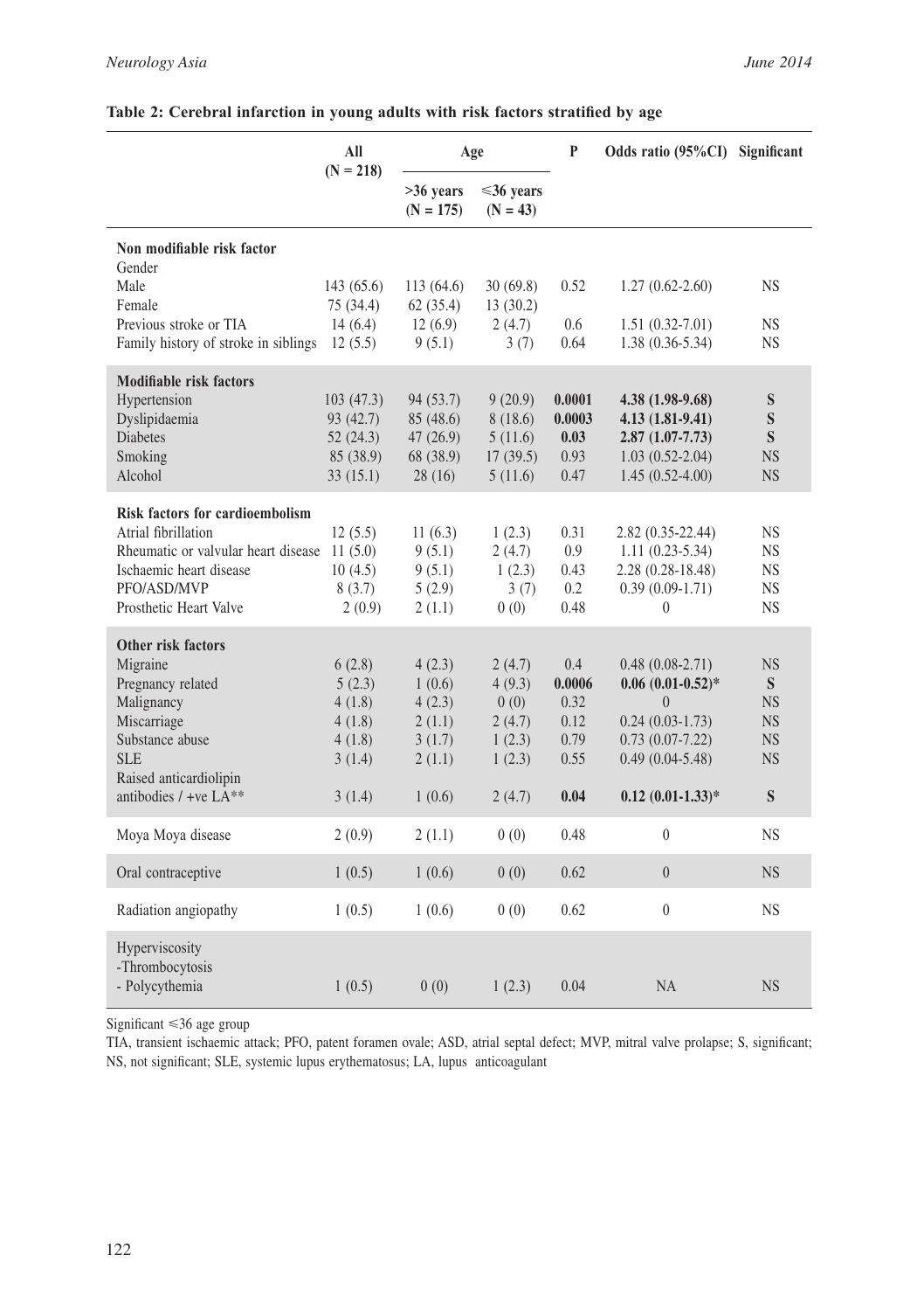**Table 2: Cerebral infarction in young adults with risk factors stratified by age**

| | All (N = 218) | Age | | P | Odds ratio (95%CI) | Significant |
|---|---|---|---|---|---|---|
| | | >36 years (N = 175) | ≤36 years (N = 43) | | | |
| **Non modifiable risk factor** | | | | | | |
| Gender | | | | | | |
| Male | 143 (65.6) | 113 (64.6) | 30 (69.8) | 0.52 | 1.27 (0.62-2.60) | NS |
| Female | 75 (34.4) | 62 (35.4) | 13 (30.2) | | | |
| Previous stroke or TIA | 14 (6.4) | 12 (6.9) | 2 (4.7) | 0.6 | 1.51 (0.32-7.01) | NS |
| Family history of stroke in siblings | 12 (5.5) | 9 (5.1) | 3 (7) | 0.64 | 1.38 (0.36-5.34) | NS |
| **Modifiable risk factors** | | | | | | |
| Hypertension | 103 (47.3) | 94 (53.7) | 9 (20.9) | **0.0001** | **4.38 (1.98-9.68)** | **S** |
| Dyslipidaemia | 93 (42.7) | 85 (48.6) | 8 (18.6) | **0.0003** | **4.13 (1.81-9.41)** | **S** |
| Diabetes | 52 (24.3) | 47 (26.9) | 5 (11.6) | **0.03** | **2.87 (1.07-7.73)** | **S** |
| Smoking | 85 (38.9) | 68 (38.9) | 17 (39.5) | 0.93 | 1.03 (0.52-2.04) | NS |
| Alcohol | 33 (15.1) | 28 (16) | 5 (11.6) | 0.47 | 1.45 (0.52-4.00) | NS |
| **Risk factors for cardioembolism** | | | | | | |
| Atrial fibrillation | 12 (5.5) | 11 (6.3) | 1 (2.3) | 0.31 | 2.82 (0.35-22.44) | NS |
| Rheumatic or valvular heart disease | 11 (5.0) | 9 (5.1) | 2 (4.7) | 0.9 | 1.11 (0.23-5.34) | NS |
| Ischaemic heart disease | 10 (4.5) | 9 (5.1) | 1 (2.3) | 0.43 | 2.28 (0.28-18.48) | NS |
| PFO/ASD/MVP | 8 (3.7) | 5 (2.9) | 3 (7) | 0.2 | 0.39 (0.09-1.71) | NS |
| Prosthetic Heart Valve | 2 (0.9) | 2 (1.1) | 0 (0) | 0.48 | 0 | NS |
| **Other risk factors** | | | | | | |
| Migraine | 6 (2.8) | 4 (2.3) | 2 (4.7) | 0.4 | 0.48 (0.08-2.71) | NS |
| Pregnancy related | 5 (2.3) | 1 (0.6) | 4 (9.3) | **0.0006** | **0.06 (0.01-0.52)*** | **S** |
| Malignancy | 4 (1.8) | 4 (2.3) | 0 (0) | 0.32 | 0 | NS |
| Miscarriage | 4 (1.8) | 2 (1.1) | 2 (4.7) | 0.12 | 0.24 (0.03-1.73) | NS |
| Substance abuse | 4 (1.8) | 3 (1.7) | 1 (2.3) | 0.79 | 0.73 (0.07-7.22) | NS |
| SLE | 3 (1.4) | 2 (1.1) | 1 (2.3) | 0.55 | 0.49 (0.04-5.48) | NS |
| Raised anticardiolipin antibodies / +ve LA** | 3 (1.4) | 1 (0.6) | 2 (4.7) | **0.04** | **0.12 (0.01-1.33)*** | **S** |
| Moya Moya disease | 2 (0.9) | 2 (1.1) | 0 (0) | 0.48 | 0 | NS |
| Oral contraceptive | 1 (0.5) | 1 (0.6) | 0 (0) | 0.62 | 0 | NS |
| Radiation angiopathy | 1 (0.5) | 1 (0.6) | 0 (0) | 0.62 | 0 | NS |
| Hyperviscosity -Thrombocytosis - Polycythemia | 1 (0.5) | 0 (0) | 1 (2.3) | 0.04 | NA | NS |

Significant ≤36 age group

TIA, transient ischaemic attack; PFO, patent foramen ovale; ASD, atrial septal defect; MVP, mitral valve prolapse; S, significant; NS, not significant; SLE, systemic lupus erythematosus; LA, lupus anticoagulant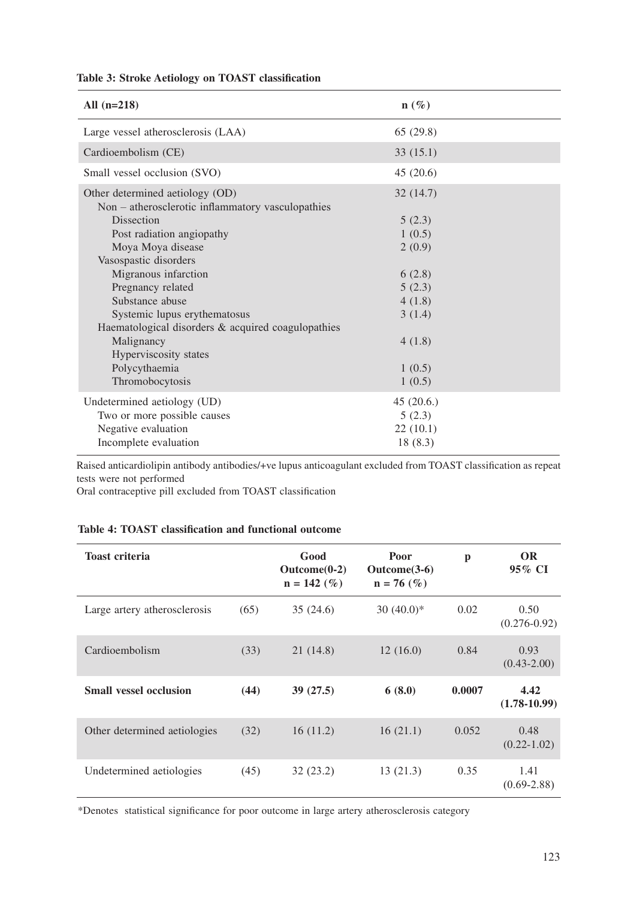**Table 3: Stroke Aetiology on TOAST classification**

| All (n=218) | n (%) |
|---|---|
| Large vessel atherosclerosis (LAA) | 65 (29.8) |
| Cardioembolism (CE) | 33 (15.1) |
| Small vessel occlusion (SVO) | 45 (20.6) |
| Other determined aetiology (OD) | 32 (14.7) |
| Non – atherosclerotic inflammatory vasculopathies | |
| Dissection | 5 (2.3) |
| Post radiation angiopathy | 1 (0.5) |
| Moya Moya disease | 2 (0.9) |
| Vasospastic disorders | |
| Migranous infarction | 6 (2.8) |
| Pregnancy related | 5 (2.3) |
| Substance abuse | 4 (1.8) |
| Systemic lupus erythematosus | 3 (1.4) |
| Haematological disorders & acquired coagulopathies | |
| Malignancy | 4 (1.8) |
| Hyperviscosity states | |
| Polycythaemia | 1 (0.5) |
| Thromobocytosis | 1 (0.5) |
| Undetermined aetiology (UD) | 45 (20.6.) |
| Two or more possible causes | 5 (2.3) |
| Negative evaluation | 22 (10.1) |
| Incomplete evaluation | 18 (8.3) |

Raised anticardiolipin antibody antibodies/+ve lupus anticoagulant excluded from TOAST classification as repeat tests were not performed

Oral contraceptive pill excluded from TOAST classification

**Table 4: TOAST classification and functional outcome**

| Toast criteria | | Good Outcome(0-2) n = 142 (%) | Poor Outcome(3-6) n = 76 (%) | p | OR 95% CI |
|---|---|---|---|---|---|
| Large artery atherosclerosis | (65) | 35 (24.6) | 30 (40.0)* | 0.02 | 0.50 (0.276-0.92) |
| Cardioembolism | (33) | 21 (14.8) | 12 (16.0) | 0.84 | 0.93 (0.43-2.00) |
| **Small vessel occlusion** | **(44)** | **39 (27.5)** | **6 (8.0)** | **0.0007** | **4.42 (1.78-10.99)** |
| Other determined aetiologies | (32) | 16 (11.2) | 16 (21.1) | 0.052 | 0.48 (0.22-1.02) |
| Undetermined aetiologies | (45) | 32 (23.2) | 13 (21.3) | 0.35 | 1.41 (0.69-2.88) |

*Denotes statistical significance for poor outcome in large artery atherosclerosis category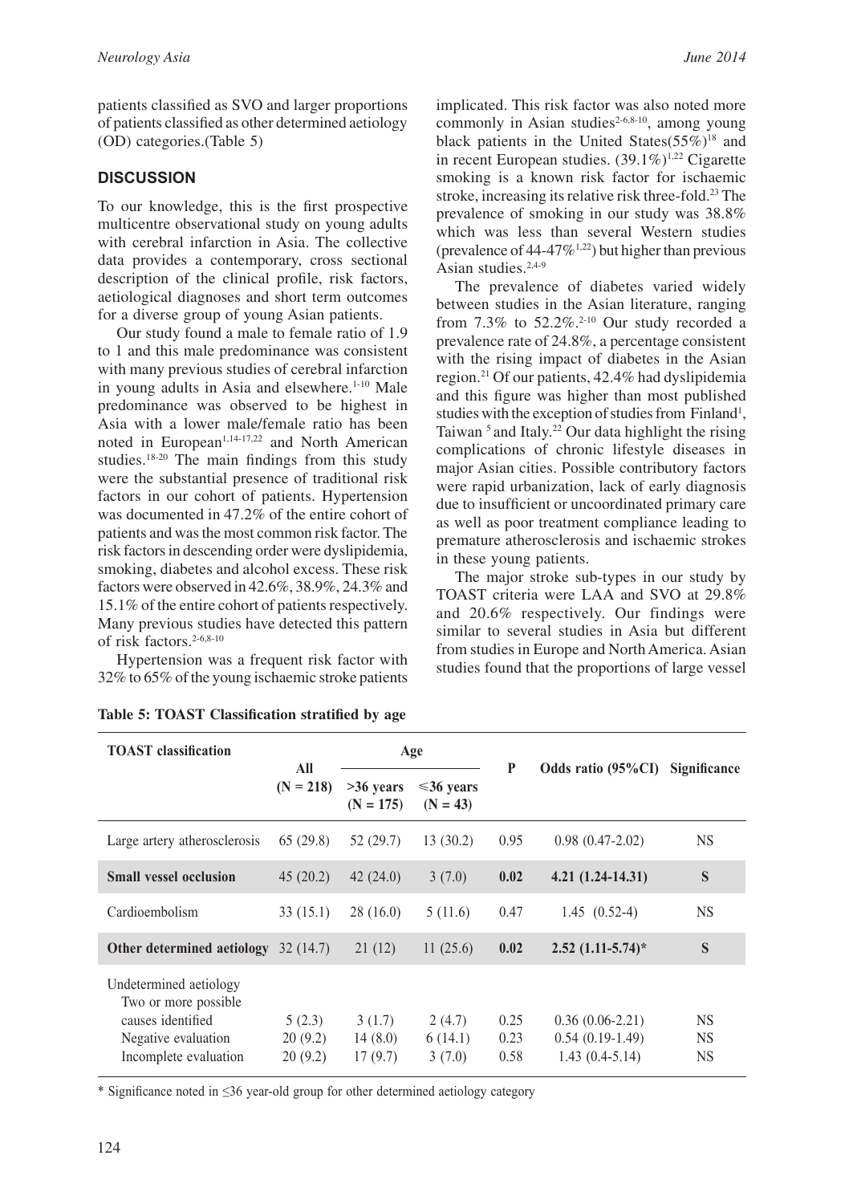patients classified as SVO and larger proportions of patients classified as other determined aetiology (OD) categories.(Table 5)

## DISCUSSION

To our knowledge, this is the first prospective multicentre observational study on young adults with cerebral infarction in Asia. The collective data provides a contemporary, cross sectional description of the clinical profile, risk factors, aetiological diagnoses and short term outcomes for a diverse group of young Asian patients.

Our study found a male to female ratio of 1.9 to 1 and this male predominance was consistent with many previous studies of cerebral infarction in young adults in Asia and elsewhere.[1-10] Male predominance was observed to be highest in Asia with a lower male/female ratio has been noted in European[1,14-17,22] and North American studies.[18-20] The main findings from this study were the substantial presence of traditional risk factors in our cohort of patients. Hypertension was documented in 47.2% of the entire cohort of patients and was the most common risk factor. The risk factors in descending order were dyslipidemia, smoking, diabetes and alcohol excess. These risk factors were observed in 42.6%, 38.9%, 24.3% and 15.1% of the entire cohort of patients respectively. Many previous studies have detected this pattern of risk factors.[2-6,8-10]

Hypertension was a frequent risk factor with 32% to 65% of the young ischaemic stroke patients implicated. This risk factor was also noted more commonly in Asian studies[2-6,8-10], among young black patients in the United States(55%)[18] and in recent European studies. (39.1%)[1,22] Cigarette smoking is a known risk factor for ischaemic stroke, increasing its relative risk three-fold.[23] The prevalence of smoking in our study was 38.8% which was less than several Western studies (prevalence of 44-47%[1,22]) but higher than previous Asian studies.[2,4-9]

The prevalence of diabetes varied widely between studies in the Asian literature, ranging from 7.3% to 52.2%.[2-10] Our study recorded a prevalence rate of 24.8%, a percentage consistent with the rising impact of diabetes in the Asian region.[21] Of our patients, 42.4% had dyslipidemia and this figure was higher than most published studies with the exception of studies from Finland[1], Taiwan [5] and Italy.[22] Our data highlight the rising complications of chronic lifestyle diseases in major Asian cities. Possible contributory factors were rapid urbanization, lack of early diagnosis due to insufficient or uncoordinated primary care as well as poor treatment compliance leading to premature atherosclerosis and ischaemic strokes in these young patients.

The major stroke sub-types in our study by TOAST criteria were LAA and SVO at 29.8% and 20.6% respectively. Our findings were similar to several studies in Asia but different from studies in Europe and North America. Asian studies found that the proportions of large vessel

**Table 5: TOAST Classification stratified by age**

| TOAST classification | All (N = 218) | Age | | P | Odds ratio (95%CI) | Significance |
|---|---|---|---|---|---|---|
| | | >36 years (N = 175) | ≤36 years (N = 43) | | | |
| Large artery atherosclerosis | 65 (29.8) | 52 (29.7) | 13 (30.2) | 0.95 | 0.98 (0.47-2.02) | NS |
| **Small vessel occlusion** | 45 (20.2) | 42 (24.0) | 3 (7.0) | **0.02** | **4.21 (1.24-14.31)** | **S** |
| Cardioembolism | 33 (15.1) | 28 (16.0) | 5 (11.6) | 0.47 | 1.45 (0.52-4) | NS |
| **Other determined aetiology** | 32 (14.7) | 21 (12) | 11 (25.6) | **0.02** | **2.52 (1.11-5.74)*** | **S** |
| Undetermined aetiology | | | | | | |
| Two or more possible causes identified | 5 (2.3) | 3 (1.7) | 2 (4.7) | 0.25 | 0.36 (0.06-2.21) | NS |
| Negative evaluation | 20 (9.2) | 14 (8.0) | 6 (14.1) | 0.23 | 0.54 (0.19-1.49) | NS |
| Incomplete evaluation | 20 (9.2) | 17 (9.7) | 3 (7.0) | 0.58 | 1.43 (0.4-5.14) | NS |

* Significance noted in ≤36 year-old group for other determined aetiology category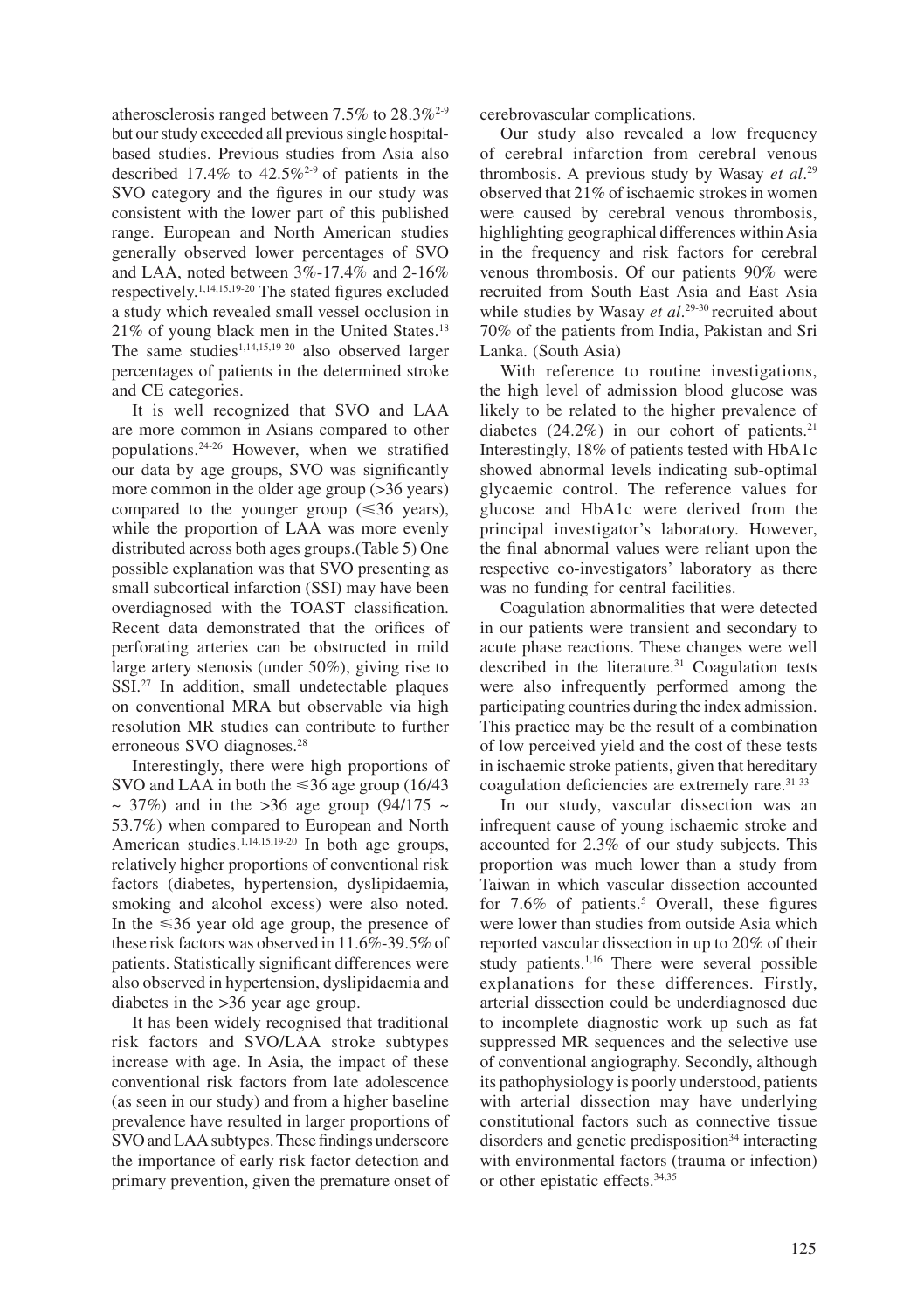atherosclerosis ranged between 7.5% to 28.3%[2-9] but our study exceeded all previous single hospital-based studies. Previous studies from Asia also described 17.4% to 42.5%[2-9] of patients in the SVO category and the figures in our study was consistent with the lower part of this published range. European and North American studies generally observed lower percentages of SVO and LAA, noted between 3%-17.4% and 2-16% respectively.[1,14,15,19-20] The stated figures excluded a study which revealed small vessel occlusion in 21% of young black men in the United States.[18] The same studies[1,14,15,19-20] also observed larger percentages of patients in the determined stroke and CE categories.

It is well recognized that SVO and LAA are more common in Asians compared to other populations.[24-26] However, when we stratified our data by age groups, SVO was significantly more common in the older age group (>36 years) compared to the younger group (≤36 years), while the proportion of LAA was more evenly distributed across both ages groups.(Table 5) One possible explanation was that SVO presenting as small subcortical infarction (SSI) may have been overdiagnosed with the TOAST classification. Recent data demonstrated that the orifices of perforating arteries can be obstructed in mild large artery stenosis (under 50%), giving rise to SSI.[27] In addition, small undetectable plaques on conventional MRA but observable via high resolution MR studies can contribute to further erroneous SVO diagnoses.[28]

Interestingly, there were high proportions of SVO and LAA in both the ≤36 age group (16/43 ~ 37%) and in the >36 age group (94/175 ~ 53.7%) when compared to European and North American studies.[1,14,15,19-20] In both age groups, relatively higher proportions of conventional risk factors (diabetes, hypertension, dyslipidaemia, smoking and alcohol excess) were also noted. In the ≤36 year old age group, the presence of these risk factors was observed in 11.6%-39.5% of patients. Statistically significant differences were also observed in hypertension, dyslipidaemia and diabetes in the >36 year age group.

It has been widely recognised that traditional risk factors and SVO/LAA stroke subtypes increase with age. In Asia, the impact of these conventional risk factors from late adolescence (as seen in our study) and from a higher baseline prevalence have resulted in larger proportions of SVO and LAA subtypes. These findings underscore the importance of early risk factor detection and primary prevention, given the premature onset of cerebrovascular complications.

Our study also revealed a low frequency of cerebral infarction from cerebral venous thrombosis. A previous study by Wasay *et al*.[29] observed that 21% of ischaemic strokes in women were caused by cerebral venous thrombosis, highlighting geographical differences within Asia in the frequency and risk factors for cerebral venous thrombosis. Of our patients 90% were recruited from South East Asia and East Asia while studies by Wasay *et al*.[29-30] recruited about 70% of the patients from India, Pakistan and Sri Lanka. (South Asia)

With reference to routine investigations, the high level of admission blood glucose was likely to be related to the higher prevalence of diabetes (24.2%) in our cohort of patients.[21] Interestingly, 18% of patients tested with HbA1c showed abnormal levels indicating sub-optimal glycaemic control. The reference values for glucose and HbA1c were derived from the principal investigator's laboratory. However, the final abnormal values were reliant upon the respective co-investigators' laboratory as there was no funding for central facilities.

Coagulation abnormalities that were detected in our patients were transient and secondary to acute phase reactions. These changes were well described in the literature.[31] Coagulation tests were also infrequently performed among the participating countries during the index admission. This practice may be the result of a combination of low perceived yield and the cost of these tests in ischaemic stroke patients, given that hereditary coagulation deficiencies are extremely rare.[31-33]

In our study, vascular dissection was an infrequent cause of young ischaemic stroke and accounted for 2.3% of our study subjects. This proportion was much lower than a study from Taiwan in which vascular dissection accounted for 7.6% of patients.[5] Overall, these figures were lower than studies from outside Asia which reported vascular dissection in up to 20% of their study patients.[1,16] There were several possible explanations for these differences. Firstly, arterial dissection could be underdiagnosed due to incomplete diagnostic work up such as fat suppressed MR sequences and the selective use of conventional angiography. Secondly, although its pathophysiology is poorly understood, patients with arterial dissection may have underlying constitutional factors such as connective tissue disorders and genetic predisposition[34] interacting with environmental factors (trauma or infection) or other epistatic effects.[34,35]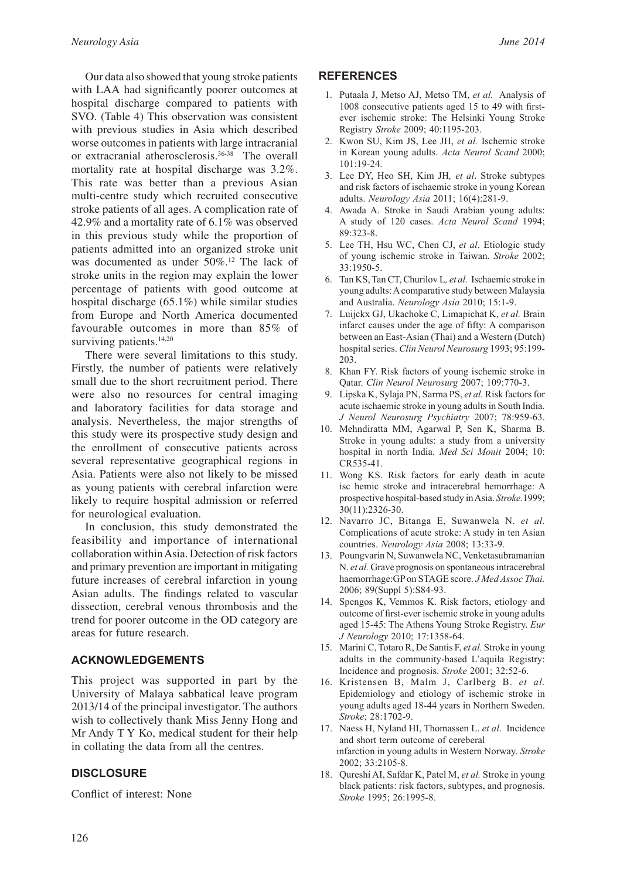Our data also showed that young stroke patients with LAA had significantly poorer outcomes at hospital discharge compared to patients with SVO. (Table 4) This observation was consistent with previous studies in Asia which described worse outcomes in patients with large intracranial or extracranial atherosclerosis.[36-38] The overall mortality rate at hospital discharge was 3.2%. This rate was better than a previous Asian multi-centre study which recruited consecutive stroke patients of all ages. A complication rate of 42.9% and a mortality rate of 6.1% was observed in this previous study while the proportion of patients admitted into an organized stroke unit was documented as under 50%.[12] The lack of stroke units in the region may explain the lower percentage of patients with good outcome at hospital discharge (65.1%) while similar studies from Europe and North America documented favourable outcomes in more than 85% of surviving patients.[14,20]

There were several limitations to this study. Firstly, the number of patients were relatively small due to the short recruitment period. There were also no resources for central imaging and laboratory facilities for data storage and analysis. Nevertheless, the major strengths of this study were its prospective study design and the enrollment of consecutive patients across several representative geographical regions in Asia. Patients were also not likely to be missed as young patients with cerebral infarction were likely to require hospital admission or referred for neurological evaluation.

In conclusion, this study demonstrated the feasibility and importance of international collaboration within Asia. Detection of risk factors and primary prevention are important in mitigating future increases of cerebral infarction in young Asian adults. The findings related to vascular dissection, cerebral venous thrombosis and the trend for poorer outcome in the OD category are areas for future research.

## ACKNOWLEDGEMENTS

This project was supported in part by the University of Malaya sabbatical leave program 2013/14 of the principal investigator. The authors wish to collectively thank Miss Jenny Hong and Mr Andy T Y Ko, medical student for their help in collating the data from all the centres.

## DISCLOSURE

Conflict of interest: None

## REFERENCES

1. Putaala J, Metso AJ, Metso TM, *et al.* Analysis of 1008 consecutive patients aged 15 to 49 with first-ever ischemic stroke: The Helsinki Young Stroke Registry *Stroke* 2009; 40:1195-203.
2. Kwon SU, Kim JS, Lee JH, *et al.* Ischemic stroke in Korean young adults. *Acta Neurol Scand* 2000; 101:19-24.
3. Lee DY, Heo SH, Kim JH*, et al*. Stroke subtypes and risk factors of ischaemic stroke in young Korean adults. *Neurology Asia* 2011; 16(4):281-9.
4. Awada A. Stroke in Saudi Arabian young adults: A study of 120 cases. *Acta Neurol Scand* 1994; 89:323-8.
5. Lee TH, Hsu WC, Chen CJ, *et al*. Etiologic study of young ischemic stroke in Taiwan. *Stroke* 2002; 33:1950-5.
6. Tan KS, Tan CT, Churilov L*, et al.* Ischaemic stroke in young adults: A comparative study between Malaysia and Australia. *Neurology Asia* 2010; 15:1-9.
7. Luijckx GJ, Ukachoke C, Limapichat K, *et al.* Brain infarct causes under the age of fifty: A comparison between an East-Asian (Thai) and a Western (Dutch) hospital series. *Clin Neurol Neurosurg* 1993; 95:199-203.
8. Khan FY. Risk factors of young ischemic stroke in Qatar. *Clin Neurol Neurosurg* 2007; 109:770-3.
9. Lipska K, Sylaja PN, Sarma PS, *et al.* Risk factors for acute ischaemic stroke in young adults in South India. *J Neurol Neurosurg Psychiatry* 2007; 78:959-63.
10. Mehndiratta MM, Agarwal P, Sen K, Sharma B. Stroke in young adults: a study from a university hospital in north India. *Med Sci Monit* 2004; 10: CR535-41.
11. Wong KS. Risk factors for early death in acute isc hemic stroke and intracerebral hemorrhage: A prospective hospital-based study in Asia. *Stroke.*1999; 30(11):2326-30.
12. Navarro JC, Bitanga E, Suwanwela N. *et al.* Complications of acute stroke: A study in ten Asian countries. *Neurology Asia* 2008; 13:33-9.
13. Poungvarin N, Suwanwela NC, Venketasubramanian N. *et al.* Grave prognosis on spontaneous intracerebral haemorrhage:GP on STAGE score. *J Med Assoc Thai.* 2006; 89(Suppl 5):S84-93.
14. Spengos K, Vemmos K. Risk factors, etiology and outcome of first-ever ischemic stroke in young adults aged 15-45: The Athens Young Stroke Registry. *Eur J Neurology* 2010; 17:1358-64.
15. Marini C, Totaro R, De Santis F, *et al.* Stroke in young adults in the community-based L'aquila Registry: Incidence and prognosis. *Stroke* 2001; 32:52-6.
16. Kristensen B, Malm J, Carlberg B. *et al.* Epidemiology and etiology of ischemic stroke in young adults aged 18-44 years in Northern Sweden. *Stroke*; 28:1702-9.
17. Naess H, Nyland HI, Thomassen L. *et al*. Incidence and short term outcome of cereberal infarction in young adults in Western Norway. *Stroke* 2002; 33:2105-8.
18. Qureshi AI, Safdar K, Patel M, *et al.* Stroke in young black patients: risk factors, subtypes, and prognosis. *Stroke* 1995; 26:1995-8.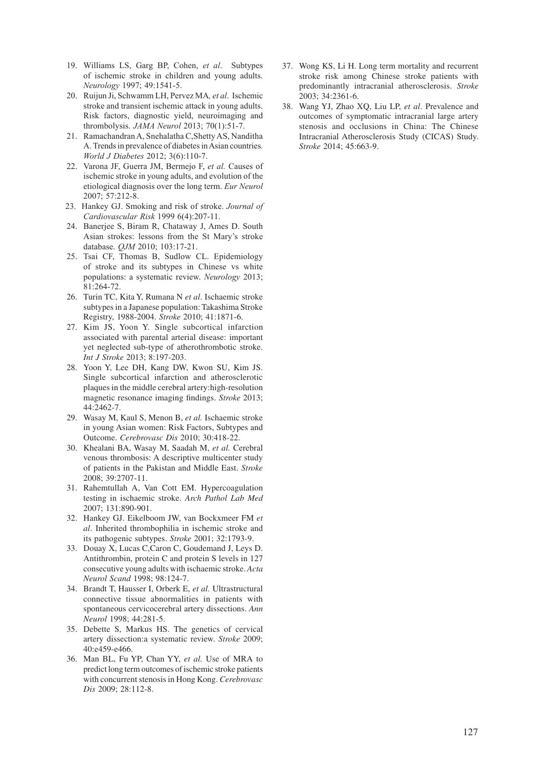19. Williams LS, Garg BP, Cohen, *et al*. Subtypes of ischemic stroke in children and young adults. *Neurology* 1997; 49:1541-5.
20. Ruijun Ji, Schwamm LH, Pervez MA*, et al*. Ischemic stroke and transient ischemic attack in young adults. Risk factors, diagnostic yield, neuroimaging and thrombolysis. *JAMA Neurol* 2013; 70(1):51-7.
21. Ramachandran A, Snehalatha C,Shetty AS, Nanditha A. Trends in prevalence of diabetes in Asian countries*. World J Diabetes* 2012; 3(6):110-7.
22. Varona JF, Guerra JM, Bermejo F, *et al.* Causes of ischemic stroke in young adults, and evolution of the etiological diagnosis over the long term. *Eur Neurol* 2007; 57:212-8.
23. Hankey GJ. Smoking and risk of stroke. *Journal of Cardiovascular Risk* 1999 6(4):207-11.
24. Banerjee S, Biram R, Chataway J, Ames D. South Asian strokes: lessons from the St Mary's stroke database. *QJM* 2010; 103:17-21.
25. Tsai CF, Thomas B, Sudlow CL. Epidemiology of stroke and its subtypes in Chinese vs white populations: a systematic review. *Neurology* 2013; 81:264-72.
26. Turin TC, Kita Y, Rumana N *et al*. Ischaemic stroke subtypes in a Japanese population: Takashima Stroke Registry, 1988-2004. *Stroke* 2010; 41:1871-6.
27. Kim JS, Yoon Y. Single subcortical infarction associated with parental arterial disease: important yet neglected sub-type of atherothrombotic stroke. *Int J Stroke* 2013; 8:197-203.
28. Yoon Y, Lee DH, Kang DW, Kwon SU, Kim JS. Single subcortical infarction and atherosclerotic plaques in the middle cerebral artery:high-resolution magnetic resonance imaging findings. *Stroke* 2013; 44:2462-7.
29. Wasay M, Kaul S, Menon B, *et al.* Ischaemic stroke in young Asian women: Risk Factors, Subtypes and Outcome. *Cerebrovasc Dis* 2010; 30:418-22.
30. Khealani BA, Wasay M, Saadah M, *et al.* Cerebral venous thrombosis: A descriptive multicenter study of patients in the Pakistan and Middle East. *Stroke* 2008; 39:2707-11.
31. Rahemtullah A, Van Cott EM. Hypercoagulation testing in ischaemic stroke. *Arch Pathol Lab Med* 2007; 131:890-901.
32. Hankey GJ. Eikelboom JW, van Bockxmeer FM *et al*. Inherited thrombophilia in ischemic stroke and its pathogenic subtypes. *Stroke* 2001; 32:1793-9.
33. Douay X, Lucas C,Caron C, Goudemand J, Leys D. Antithrombin, protein C and protein S levels in 127 consecutive young adults with ischaemic stroke. *Acta Neurol Scand* 1998; 98:124-7.
34. Brandt T, Hausser I, Orberk E, *et al.* Ultrastructural connective tissue abnormalities in patients with spontaneous cervicocerebral artery dissections. *Ann Neurol* 1998; 44:281-5.
35. Debette S, Markus HS. The genetics of cervical artery dissection:a systematic review. *Stroke* 2009; 40:e459-e466.
36. Man BL, Fu YP, Chan YY, *et al.* Use of MRA to predict long term outcomes of ischemic stroke patients with concurrent stenosis in Hong Kong. *Cerebrovasc Dis* 2009; 28:112-8.
37. Wong KS, Li H. Long term mortality and recurrent stroke risk among Chinese stroke patients with predominantly intracranial atherosclerosis. *Stroke* 2003; 34:2361-6.
38. Wang YJ, Zhao XQ, Liu LP, *et al*. Prevalence and outcomes of symptomatic intracranial large artery stenosis and occlusions in China: The Chinese Intracranial Atherosclerosis Study (CICAS) Study. *Stroke* 2014; 45:663-9.